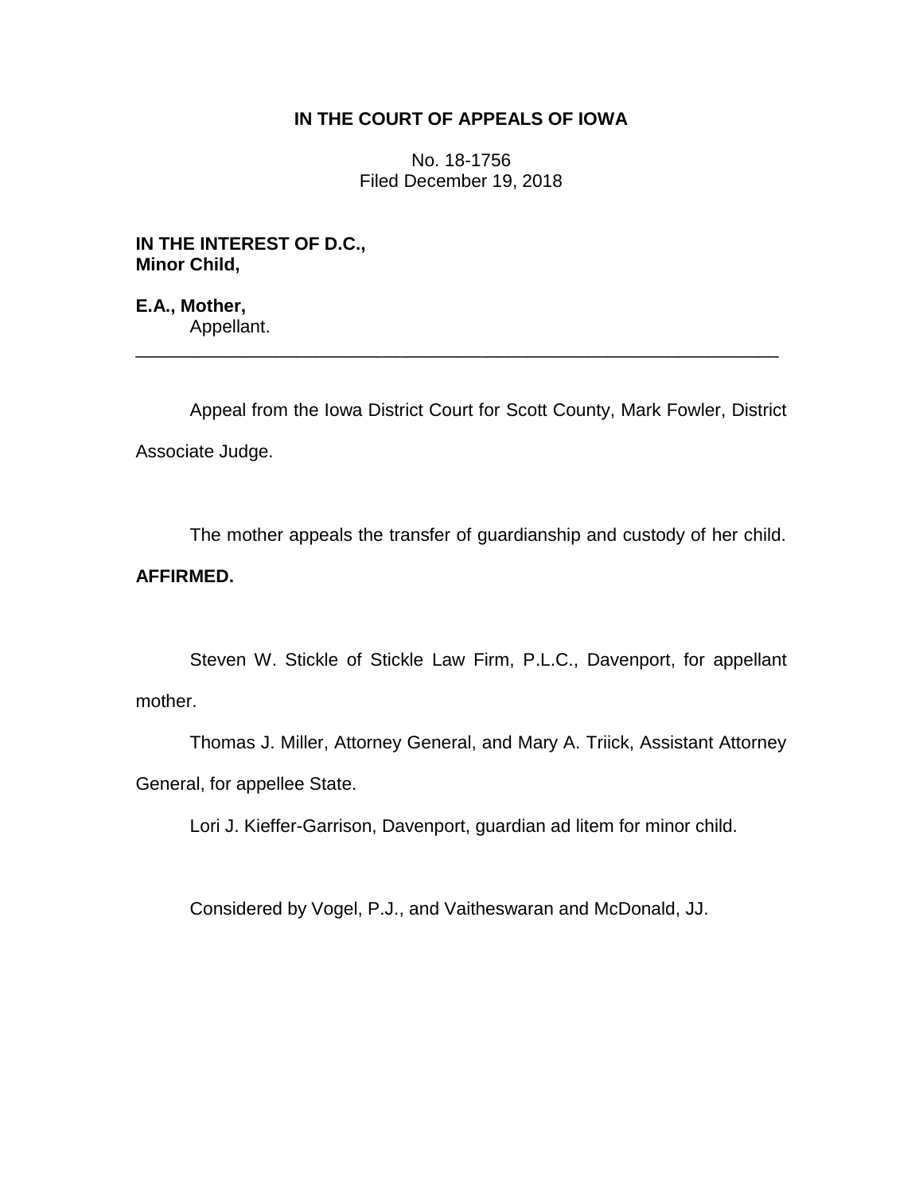**IN THE COURT OF APPEALS OF IOWA**

No. 18-1756
Filed December 19, 2018

**IN THE INTEREST OF D.C.,**
**Minor Child,**

**E.A., Mother,**
Appellant.

---

Appeal from the Iowa District Court for Scott County, Mark Fowler, District Associate Judge.

The mother appeals the transfer of guardianship and custody of her child.

**AFFIRMED.**

Steven W. Stickle of Stickle Law Firm, P.L.C., Davenport, for appellant mother.

Thomas J. Miller, Attorney General, and Mary A. Triick, Assistant Attorney General, for appellee State.

Lori J. Kieffer-Garrison, Davenport, guardian ad litem for minor child.

Considered by Vogel, P.J., and Vaitheswaran and McDonald, JJ.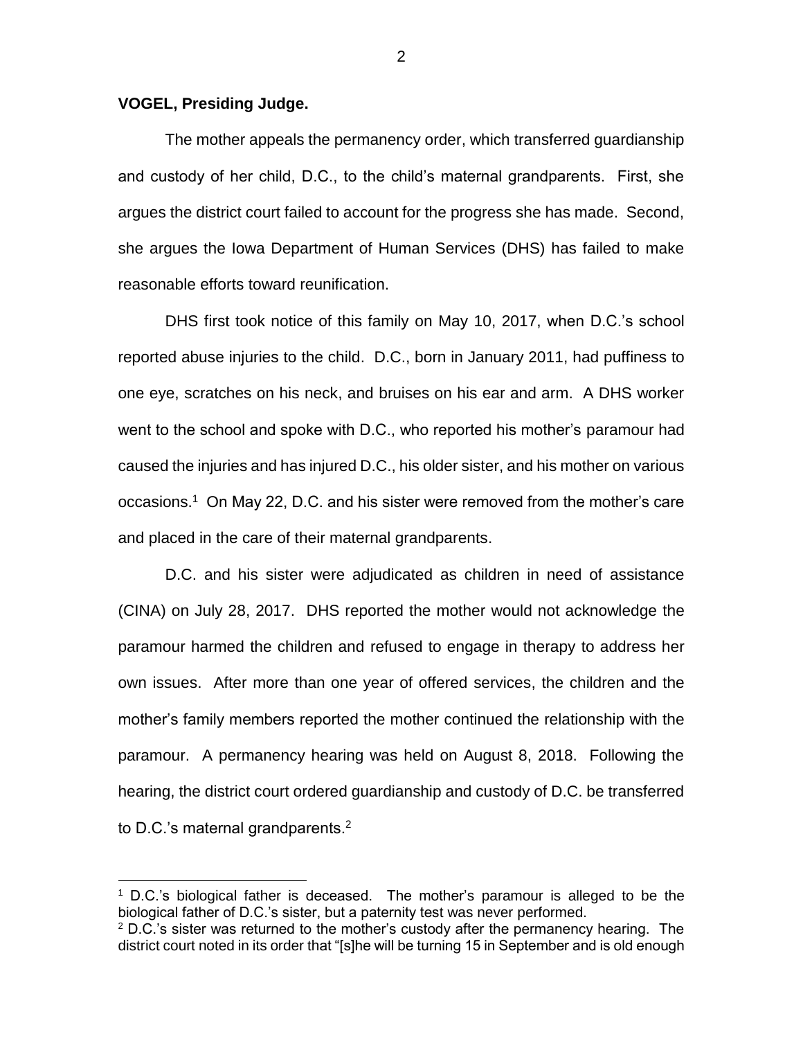**VOGEL, Presiding Judge.**

The mother appeals the permanency order, which transferred guardianship and custody of her child, D.C., to the child's maternal grandparents. First, she argues the district court failed to account for the progress she has made. Second, she argues the Iowa Department of Human Services (DHS) has failed to make reasonable efforts toward reunification.

DHS first took notice of this family on May 10, 2017, when D.C.'s school reported abuse injuries to the child. D.C., born in January 2011, had puffiness to one eye, scratches on his neck, and bruises on his ear and arm. A DHS worker went to the school and spoke with D.C., who reported his mother's paramour had caused the injuries and has injured D.C., his older sister, and his mother on various occasions.[1] On May 22, D.C. and his sister were removed from the mother's care and placed in the care of their maternal grandparents.

D.C. and his sister were adjudicated as children in need of assistance (CINA) on July 28, 2017. DHS reported the mother would not acknowledge the paramour harmed the children and refused to engage in therapy to address her own issues. After more than one year of offered services, the children and the mother's family members reported the mother continued the relationship with the paramour. A permanency hearing was held on August 8, 2018. Following the hearing, the district court ordered guardianship and custody of D.C. be transferred to D.C.'s maternal grandparents.[2]

[1] D.C.'s biological father is deceased. The mother's paramour is alleged to be the biological father of D.C.'s sister, but a paternity test was never performed.

[2] D.C.'s sister was returned to the mother's custody after the permanency hearing. The district court noted in its order that "[s]he will be turning 15 in September and is old enough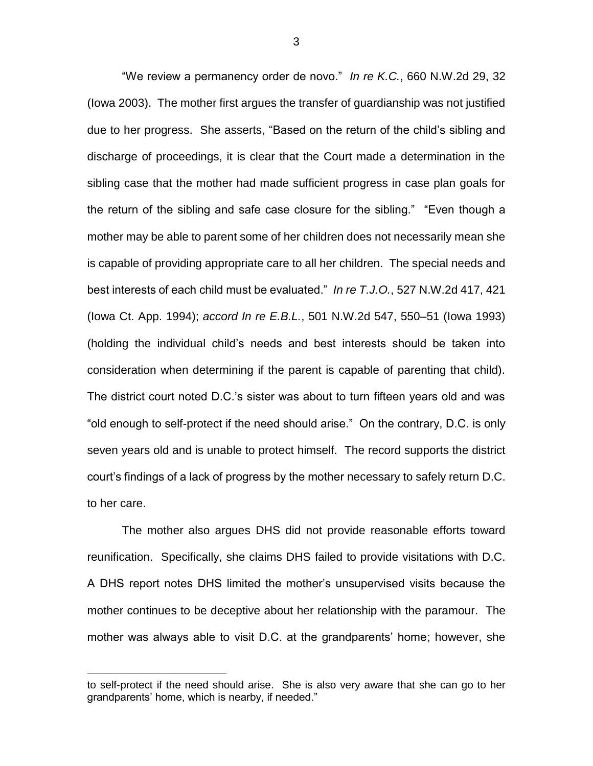"We review a permanency order de novo." *In re K.C.*, 660 N.W.2d 29, 32 (Iowa 2003). The mother first argues the transfer of guardianship was not justified due to her progress. She asserts, "Based on the return of the child's sibling and discharge of proceedings, it is clear that the Court made a determination in the sibling case that the mother had made sufficient progress in case plan goals for the return of the sibling and safe case closure for the sibling." "Even though a mother may be able to parent some of her children does not necessarily mean she is capable of providing appropriate care to all her children. The special needs and best interests of each child must be evaluated." *In re T.J.O.*, 527 N.W.2d 417, 421 (Iowa Ct. App. 1994); *accord In re E.B.L.*, 501 N.W.2d 547, 550–51 (Iowa 1993) (holding the individual child's needs and best interests should be taken into consideration when determining if the parent is capable of parenting that child). The district court noted D.C.'s sister was about to turn fifteen years old and was "old enough to self-protect if the need should arise." On the contrary, D.C. is only seven years old and is unable to protect himself. The record supports the district court's findings of a lack of progress by the mother necessary to safely return D.C. to her care.

The mother also argues DHS did not provide reasonable efforts toward reunification. Specifically, she claims DHS failed to provide visitations with D.C. A DHS report notes DHS limited the mother's unsupervised visits because the mother continues to be deceptive about her relationship with the paramour. The mother was always able to visit D.C. at the grandparents' home; however, she

---

to self-protect if the need should arise. She is also very aware that she can go to her grandparents' home, which is nearby, if needed."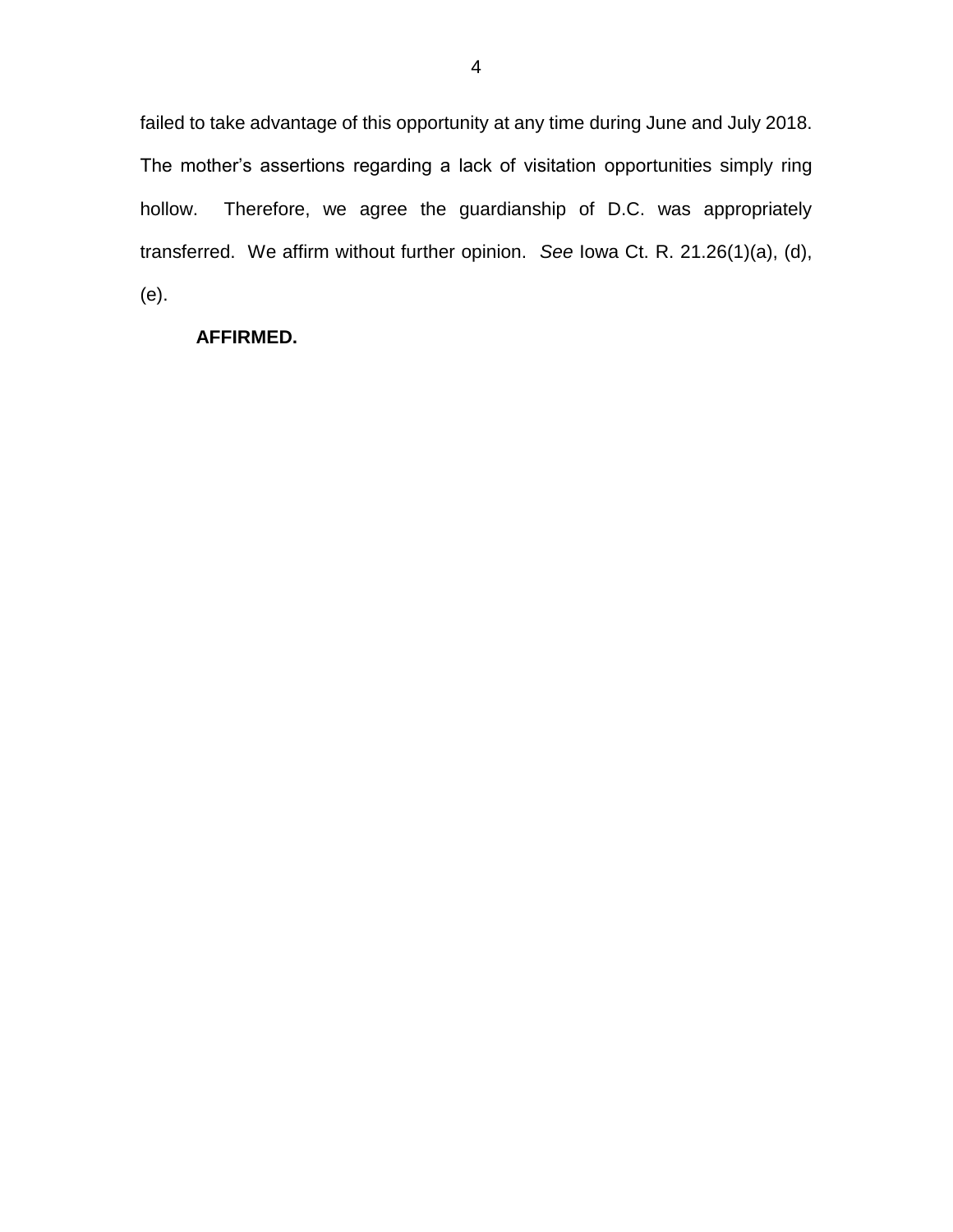failed to take advantage of this opportunity at any time during June and July 2018. The mother's assertions regarding a lack of visitation opportunities simply ring hollow. Therefore, we agree the guardianship of D.C. was appropriately transferred. We affirm without further opinion. *See* Iowa Ct. R. 21.26(1)(a), (d), (e).

**AFFIRMED.**